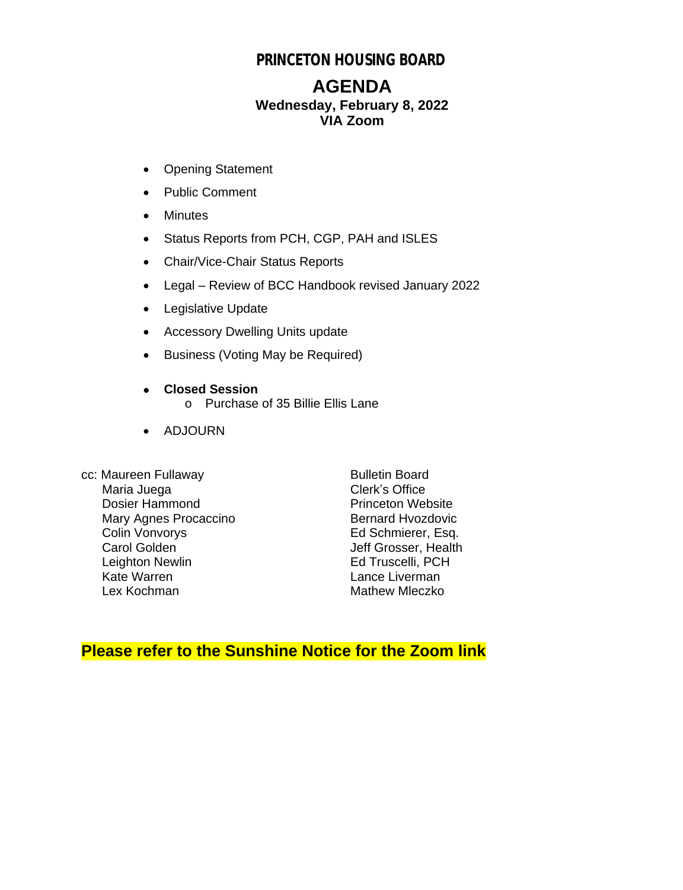# PRINCETON HOUSING BOARD

## AGENDA

**Wednesday, February 8, 2022**
**VIA Zoom**

- Opening Statement
- Public Comment
- Minutes
- Status Reports from PCH, CGP, PAH and ISLES
- Chair/Vice-Chair Status Reports
- Legal – Review of BCC Handbook revised January 2022
- Legislative Update
- Accessory Dwelling Units update
- Business (Voting May be Required)
- **Closed Session**
  - Purchase of 35 Billie Ellis Lane
- ADJOURN

cc: Maureen Fullaway
Maria Juega
Dosier Hammond
Mary Agnes Procaccino
Colin Vonvorys
Carol Golden
Leighton Newlin
Kate Warren
Lex Kochman

Bulletin Board
Clerk's Office
Princeton Website
Bernard Hvozdovic
Ed Schmierer, Esq.
Jeff Grosser, Health
Ed Truscelli, PCH
Lance Liverman
Mathew Mleczko

**Please refer to the Sunshine Notice for the Zoom link**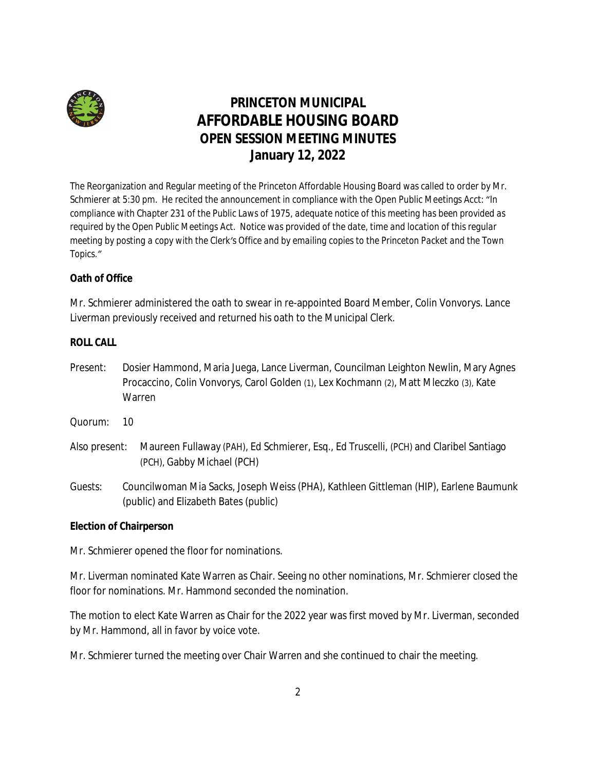# PRINCETON MUNICIPAL AFFORDABLE HOUSING BOARD OPEN SESSION MEETING MINUTES January 12, 2022

The Reorganization and Regular meeting of the Princeton Affordable Housing Board was called to order by Mr. Schmierer at 5:30 pm. He recited the announcement in compliance with the Open Public Meetings Acct: "In compliance with Chapter 231 of the Public Laws of 1975, adequate notice of this meeting has been provided as required by the Open Public Meetings Act. Notice was provided of the date, time and location of this regular meeting by posting a copy with the Clerk's Office and by emailing copies to the Princeton Packet and the Town Topics."

**Oath of Office**

Mr. Schmierer administered the oath to swear in re-appointed Board Member, Colin Vonvorys. Lance Liverman previously received and returned his oath to the Municipal Clerk.

**ROLL CALL**

Present: Dosier Hammond, Maria Juega, Lance Liverman, Councilman Leighton Newlin, Mary Agnes Procaccino, Colin Vonvorys, Carol Golden (1), Lex Kochmann (2), Matt Mleczko (3), Kate Warren

Quorum: 10

Also present: Maureen Fullaway (PAH), Ed Schmierer, Esq., Ed Truscelli, (PCH) and Claribel Santiago (PCH), Gabby Michael (PCH)

Guests: Councilwoman Mia Sacks, Joseph Weiss (PHA), Kathleen Gittleman (HIP), Earlene Baumunk (public) and Elizabeth Bates (public)

**Election of Chairperson**

Mr. Schmierer opened the floor for nominations.

Mr. Liverman nominated Kate Warren as Chair. Seeing no other nominations, Mr. Schmierer closed the floor for nominations. Mr. Hammond seconded the nomination.

The motion to elect Kate Warren as Chair for the 2022 year was first moved by Mr. Liverman, seconded by Mr. Hammond, all in favor by voice vote.

Mr. Schmierer turned the meeting over Chair Warren and she continued to chair the meeting.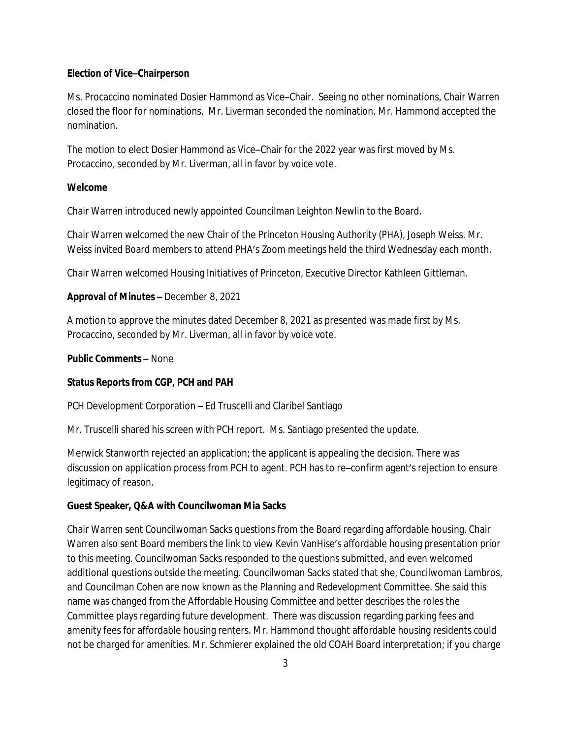**Election of Vice–Chairperson**

Ms. Procaccino nominated Dosier Hammond as Vice–Chair. Seeing no other nominations, Chair Warren closed the floor for nominations. Mr. Liverman seconded the nomination. Mr. Hammond accepted the nomination.

The motion to elect Dosier Hammond as Vice–Chair for the 2022 year was first moved by Ms. Procaccino, seconded by Mr. Liverman, all in favor by voice vote.

**Welcome**

Chair Warren introduced newly appointed Councilman Leighton Newlin to the Board.

Chair Warren welcomed the new Chair of the Princeton Housing Authority (PHA), Joseph Weiss. Mr. Weiss invited Board members to attend PHA's Zoom meetings held the third Wednesday each month.

Chair Warren welcomed Housing Initiatives of Princeton, Executive Director Kathleen Gittleman.

**Approval of Minutes –** December 8, 2021

A motion to approve the minutes dated December 8, 2021 as presented was made first by Ms. Procaccino, seconded by Mr. Liverman, all in favor by voice vote.

**Public Comments** – None

**Status Reports from CGP, PCH and PAH**

PCH Development Corporation – Ed Truscelli and Claribel Santiago

Mr. Truscelli shared his screen with PCH report. Ms. Santiago presented the update.

Merwick Stanworth rejected an application; the applicant is appealing the decision. There was discussion on application process from PCH to agent. PCH has to re–confirm agent's rejection to ensure legitimacy of reason.

**Guest Speaker, Q&A with Councilwoman Mia Sacks**

Chair Warren sent Councilwoman Sacks questions from the Board regarding affordable housing. Chair Warren also sent Board members the link to view Kevin VanHise's affordable housing presentation prior to this meeting. Councilwoman Sacks responded to the questions submitted, and even welcomed additional questions outside the meeting. Councilwoman Sacks stated that she, Councilwoman Lambros, and Councilman Cohen are now known as the *Planning and Redevelopment Committee*. She said this name was changed from the *Affordable Housing Committee* and better describes the roles the Committee plays regarding future development. There was discussion regarding parking fees and amenity fees for affordable housing renters. Mr. Hammond thought affordable housing residents could not be charged for amenities. Mr. Schmierer explained the old COAH Board interpretation; if you charge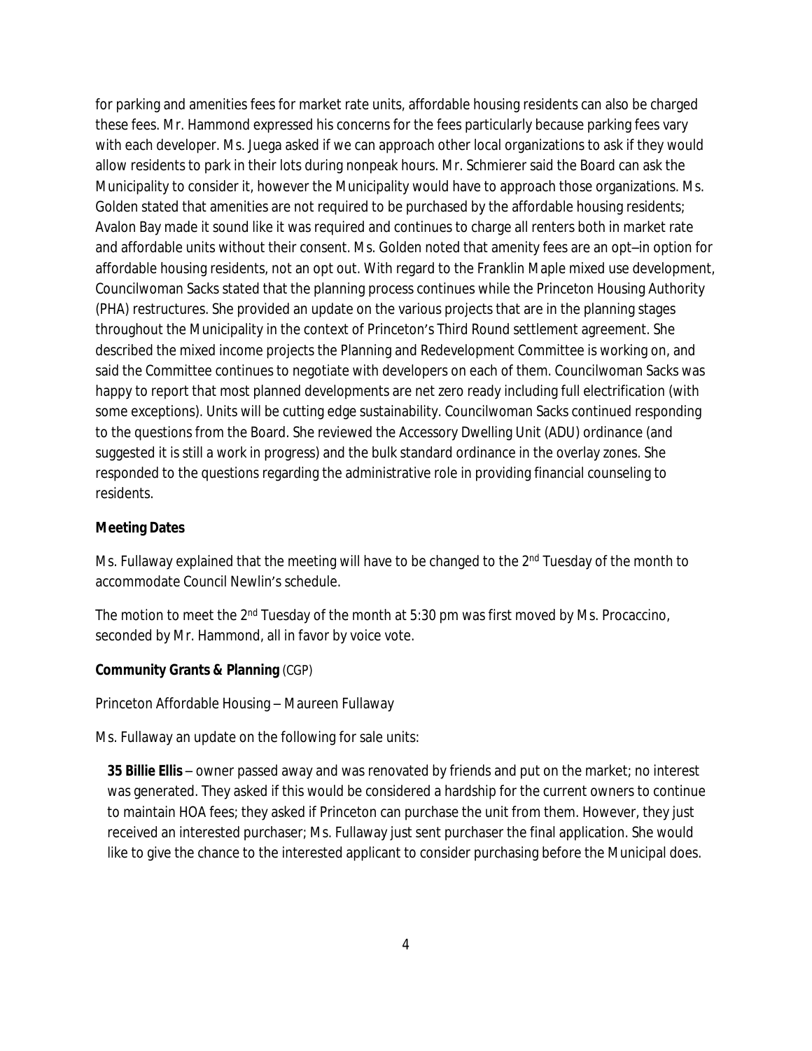for parking and amenities fees for market rate units, affordable housing residents can also be charged these fees. Mr. Hammond expressed his concerns for the fees particularly because parking fees vary with each developer. Ms. Juega asked if we can approach other local organizations to ask if they would allow residents to park in their lots during nonpeak hours. Mr. Schmierer said the Board can ask the Municipality to consider it, however the Municipality would have to approach those organizations. Ms. Golden stated that amenities are not required to be purchased by the affordable housing residents; Avalon Bay made it sound like it was required and continues to charge all renters both in market rate and affordable units without their consent. Ms. Golden noted that amenity fees are an opt–in option for affordable housing residents, not an opt out. With regard to the Franklin Maple mixed use development, Councilwoman Sacks stated that the planning process continues while the Princeton Housing Authority (PHA) restructures. She provided an update on the various projects that are in the planning stages throughout the Municipality in the context of Princeton's Third Round settlement agreement. She described the mixed income projects the Planning and Redevelopment Committee is working on, and said the Committee continues to negotiate with developers on each of them. Councilwoman Sacks was happy to report that most planned developments are net zero ready including full electrification (with some exceptions). Units will be cutting edge sustainability. Councilwoman Sacks continued responding to the questions from the Board. She reviewed the Accessory Dwelling Unit (ADU) ordinance (and suggested it is still a work in progress) and the bulk standard ordinance in the overlay zones. She responded to the questions regarding the administrative role in providing financial counseling to residents.

**Meeting Dates**

Ms. Fullaway explained that the meeting will have to be changed to the 2nd Tuesday of the month to accommodate Council Newlin's schedule.

The motion to meet the 2nd Tuesday of the month at 5:30 pm was first moved by Ms. Procaccino, seconded by Mr. Hammond, all in favor by voice vote.

**Community Grants & Planning** (CGP)

Princeton Affordable Housing – Maureen Fullaway

Ms. Fullaway an update on the following for sale units:

**35 Billie Ellis** – owner passed away and was renovated by friends and put on the market; no interest was generated. They asked if this would be considered a hardship for the current owners to continue to maintain HOA fees; they asked if Princeton can purchase the unit from them. However, they just received an interested purchaser; Ms. Fullaway just sent purchaser the final application. She would like to give the chance to the interested applicant to consider purchasing before the Municipal does.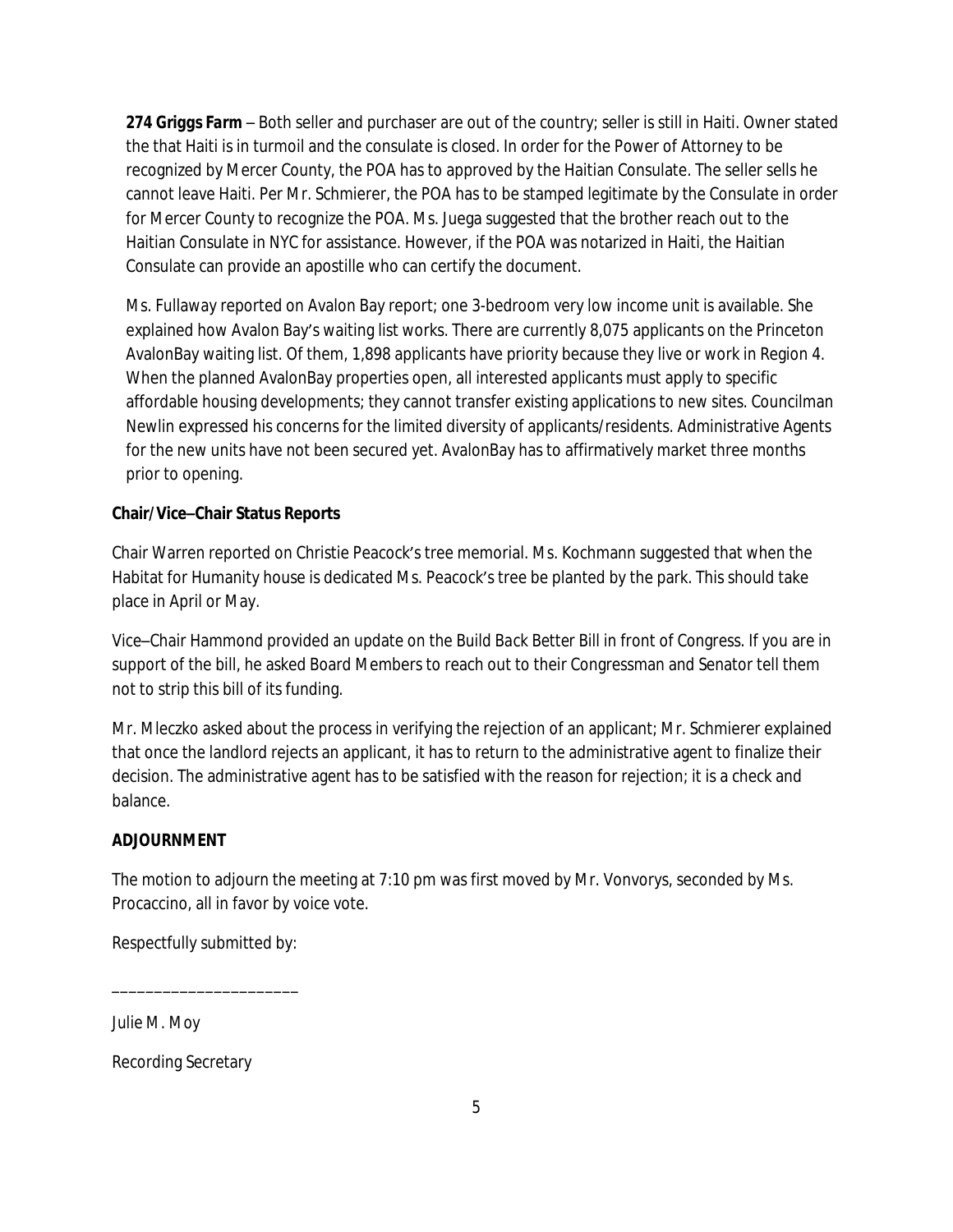**274 Griggs Farm** – Both seller and purchaser are out of the country; seller is still in Haiti. Owner stated the that Haiti is in turmoil and the consulate is closed. In order for the Power of Attorney to be recognized by Mercer County, the POA has to approved by the Haitian Consulate. The seller sells he cannot leave Haiti. Per Mr. Schmierer, the POA has to be stamped legitimate by the Consulate in order for Mercer County to recognize the POA. Ms. Juega suggested that the brother reach out to the Haitian Consulate in NYC for assistance. However, if the POA was notarized in Haiti, the Haitian Consulate can provide an apostille who can certify the document.

Ms. Fullaway reported on Avalon Bay report; one 3-bedroom very low income unit is available. She explained how Avalon Bay's waiting list works. There are currently 8,075 applicants on the Princeton AvalonBay waiting list. Of them, 1,898 applicants have priority because they live or work in Region 4. When the planned AvalonBay properties open, all interested applicants must apply to specific affordable housing developments; they cannot transfer existing applications to new sites. Councilman Newlin expressed his concerns for the limited diversity of applicants/residents. Administrative Agents for the new units have not been secured yet. AvalonBay has to affirmatively market three months prior to opening.

**Chair/Vice–Chair Status Reports**

Chair Warren reported on Christie Peacock's tree memorial. Ms. Kochmann suggested that when the Habitat for Humanity house is dedicated Ms. Peacock's tree be planted by the park. This should take place in April or May.

Vice–Chair Hammond provided an update on the Build Back Better Bill in front of Congress. If you are in support of the bill, he asked Board Members to reach out to their Congressman and Senator tell them not to strip this bill of its funding.

Mr. Mleczko asked about the process in verifying the rejection of an applicant; Mr. Schmierer explained that once the landlord rejects an applicant, it has to return to the administrative agent to finalize their decision. The administrative agent has to be satisfied with the reason for rejection; it is a check and balance.

**ADJOURNMENT**

The motion to adjourn the meeting at 7:10 pm was first moved by Mr. Vonvorys, seconded by Ms. Procaccino, all in favor by voice vote.

Respectfully submitted by:

______________________

Julie M. Moy

Recording Secretary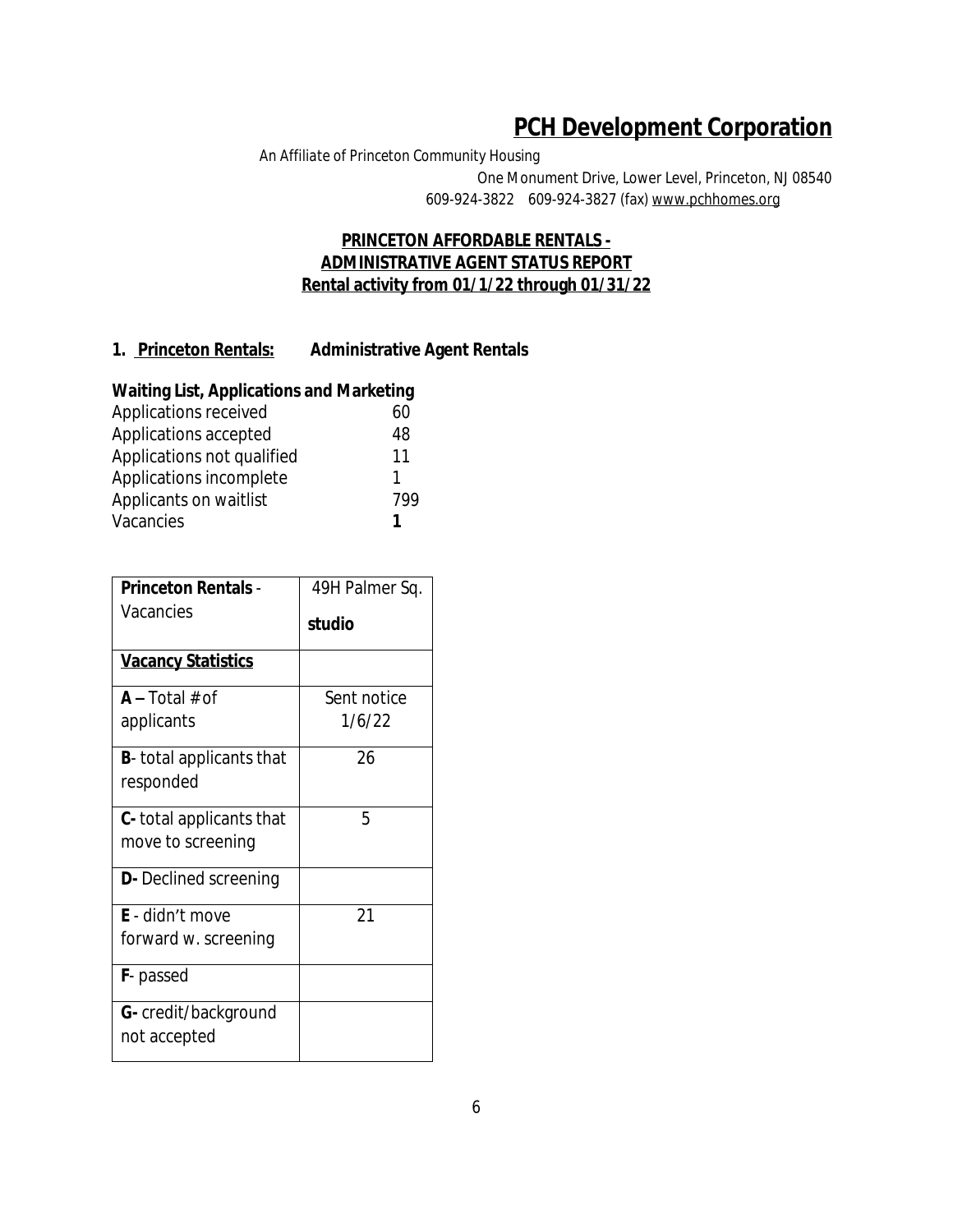# PCH Development Corporation

An Affiliate of Princeton Community Housing

One Monument Drive, Lower Level, Princeton, NJ 08540

609-924-3822 609-924-3827 (fax) www.pchhomes.org

## PRINCETON AFFORDABLE RENTALS - ADMINISTRATIVE AGENT STATUS REPORT

### Rental activity from 01/1/22 through 01/31/22

### 1. Princeton Rentals: Administrative Agent Rentals

**Waiting List, Applications and Marketing**

| | |
|---|---|
| Applications received | 60 |
| Applications accepted | 48 |
| Applications not qualified | 11 |
| Applications incomplete | 1 |
| Applicants on waitlist | 799 |
| Vacancies | **1** |

| **Princeton Rentals** - Vacancies | 49H Palmer Sq. **studio** |
|---|---|
| **Vacancy Statistics** | |
| **A –** Total # of applicants | Sent notice 1/6/22 |
| **B**- total applicants that responded | 26 |
| **C-** total applicants that move to screening | 5 |
| **D-** Declined screening | |
| **E** - didn't move forward w. screening | 21 |
| **F**- passed | |
| **G-** credit/background not accepted | |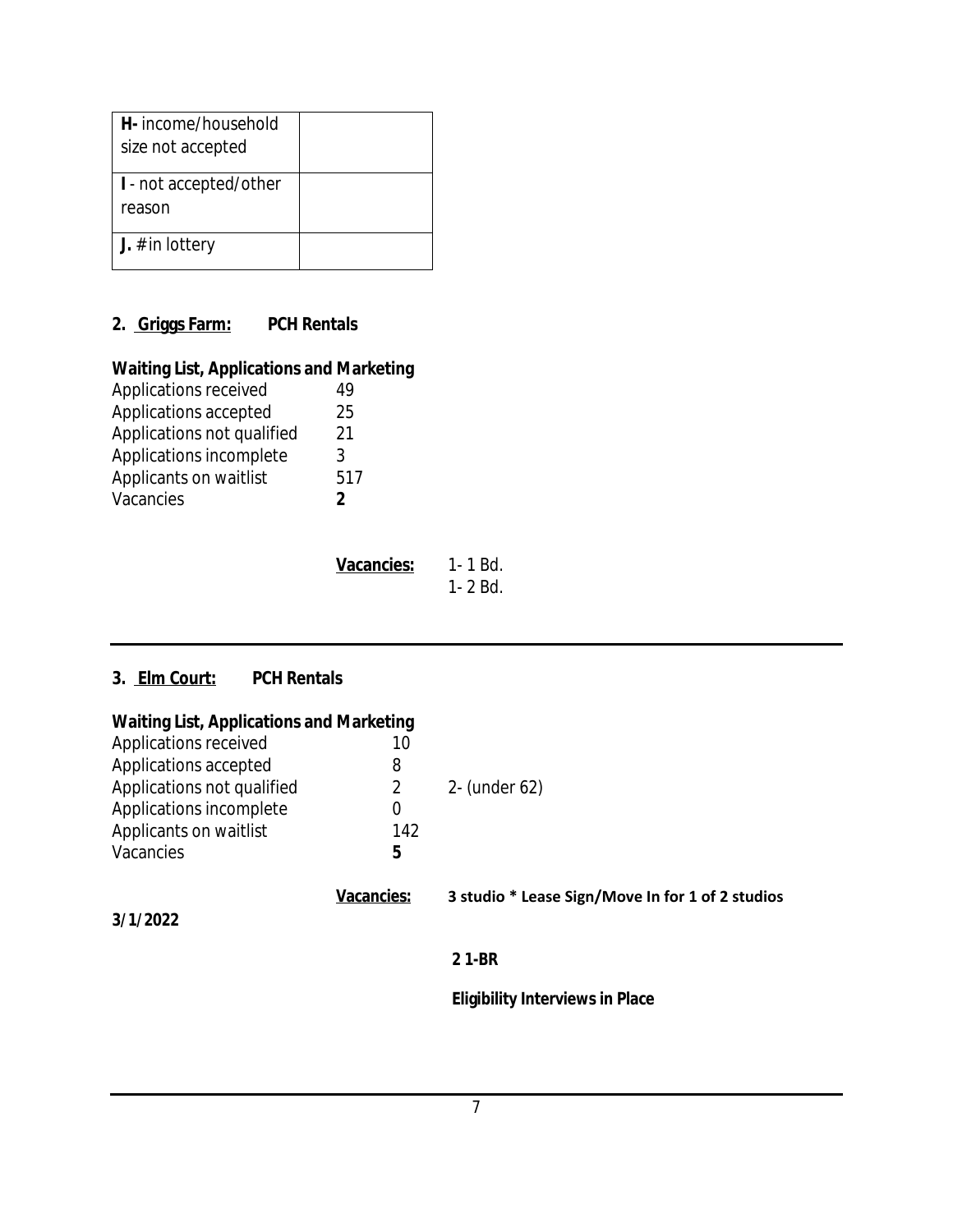| **H-** income/household size not accepted | |
|---|---|
| **I** - not accepted/other reason | |
| **J.** # in lottery | |

**2. <u>Griggs Farm:</u> PCH Rentals**

**Waiting List, Applications and Marketing**

| | |
|---|---|
| Applications received | 49 |
| Applications accepted | 25 |
| Applications not qualified | 21 |
| Applications incomplete | 3 |
| Applicants on waitlist | 517 |
| Vacancies | **2** |

**<u>Vacancies:</u>** 1- 1 Bd.
1- 2 Bd.

---

**3. <u>Elm Court:</u> PCH Rentals**

**Waiting List, Applications and Marketing**

| | | |
|---|---|---|
| Applications received | 10 | |
| Applications accepted | 8 | |
| Applications not qualified | 2 | 2- (under 62) |
| Applications incomplete | 0 | |
| Applicants on waitlist | 142 | |
| Vacancies | **5** | |

**<u>Vacancies:</u>** **3 studio * Lease Sign/Move In for 1 of 2 studios 3/1/2022**

**2 1-BR**

**Eligibility Interviews in Place**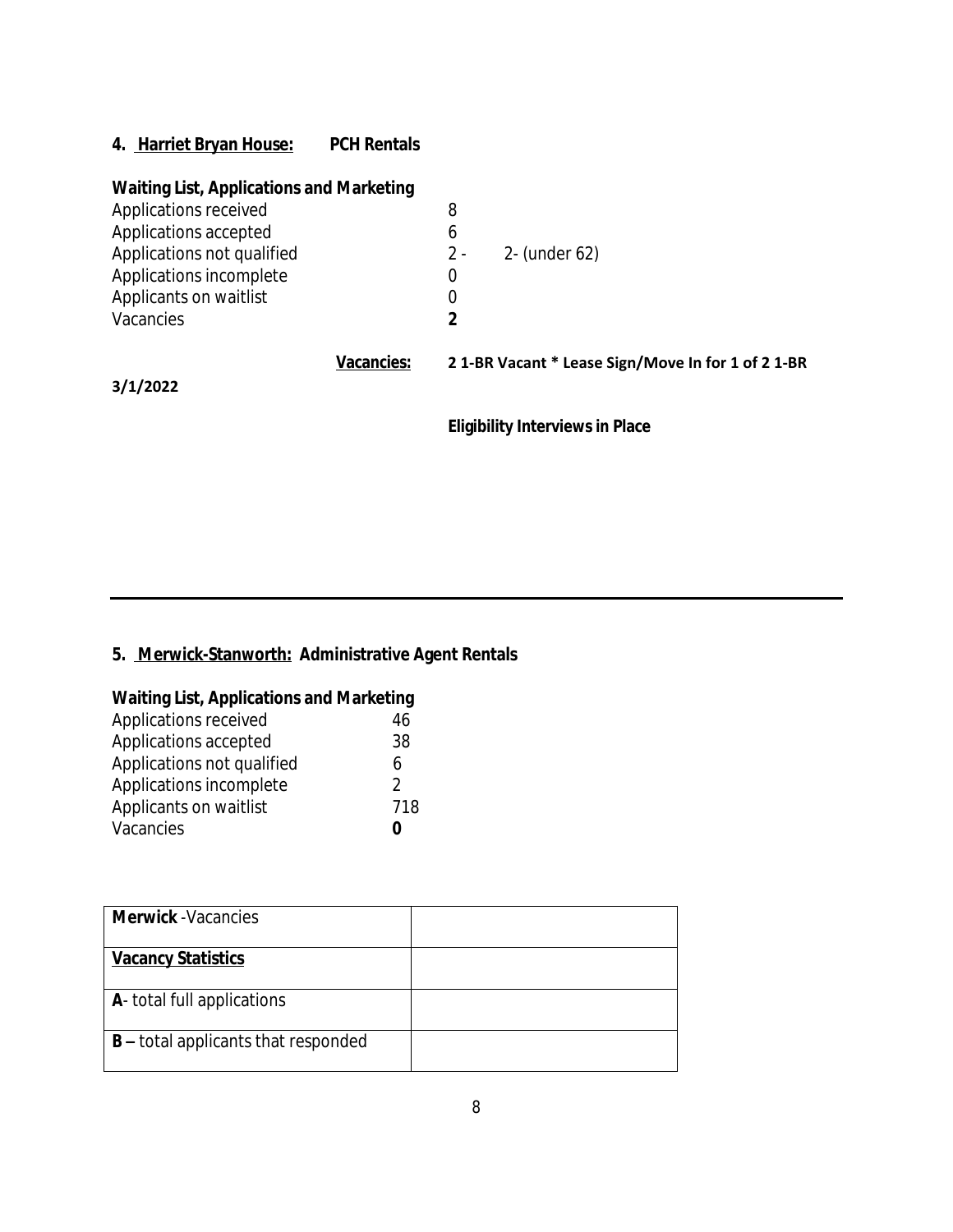### 4. <u>Harriet Bryan House:</u> PCH Rentals

**Waiting List, Applications and Marketing**

| | | |
|---|---|---|
| Applications received | 8 | |
| Applications accepted | 6 | |
| Applications not qualified | 2 - | 2- (under 62) |
| Applications incomplete | 0 | |
| Applicants on waitlist | 0 | |
| Vacancies | **2** | |

**<u>Vacancies:</u>** **2 1-BR Vacant * Lease Sign/Move In for 1 of 2 1-BR**

**3/1/2022**

**Eligibility Interviews in Place**

---

### 5. <u>Merwick-Stanworth:</u> Administrative Agent Rentals

**Waiting List, Applications and Marketing**

| | |
|---|---|
| Applications received | 46 |
| Applications accepted | 38 |
| Applications not qualified | 6 |
| Applications incomplete | 2 |
| Applicants on waitlist | 718 |
| Vacancies | **0** |

| **Merwick** -Vacancies | |
|---|---|
| **<u>Vacancy Statistics</u>** | |
| **A**- total full applications | |
| **B –** total applicants that responded | |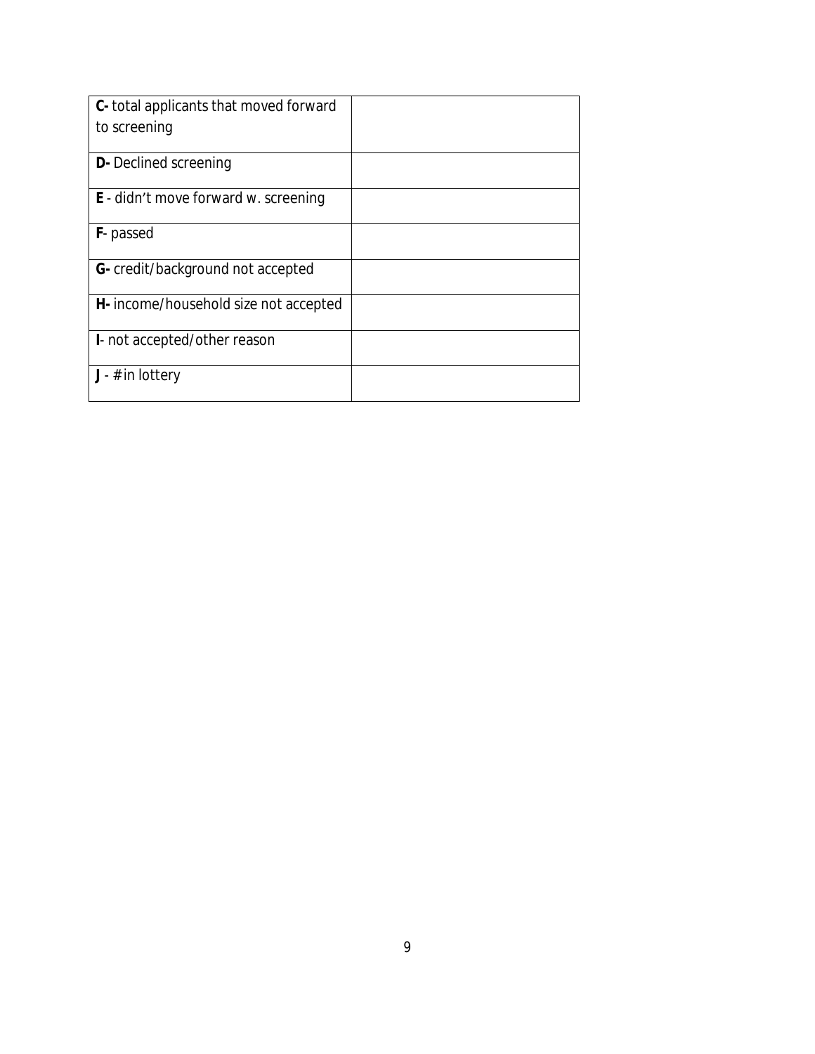| **C-** total applicants that moved forward to screening | |
|---|---|
| **D-** Declined screening | |
| **E** - didn't move forward w. screening | |
| **F**- passed | |
| **G-** credit/background not accepted | |
| **H-** income/household size not accepted | |
| **I**- not accepted/other reason | |
| **J** - # in lottery | |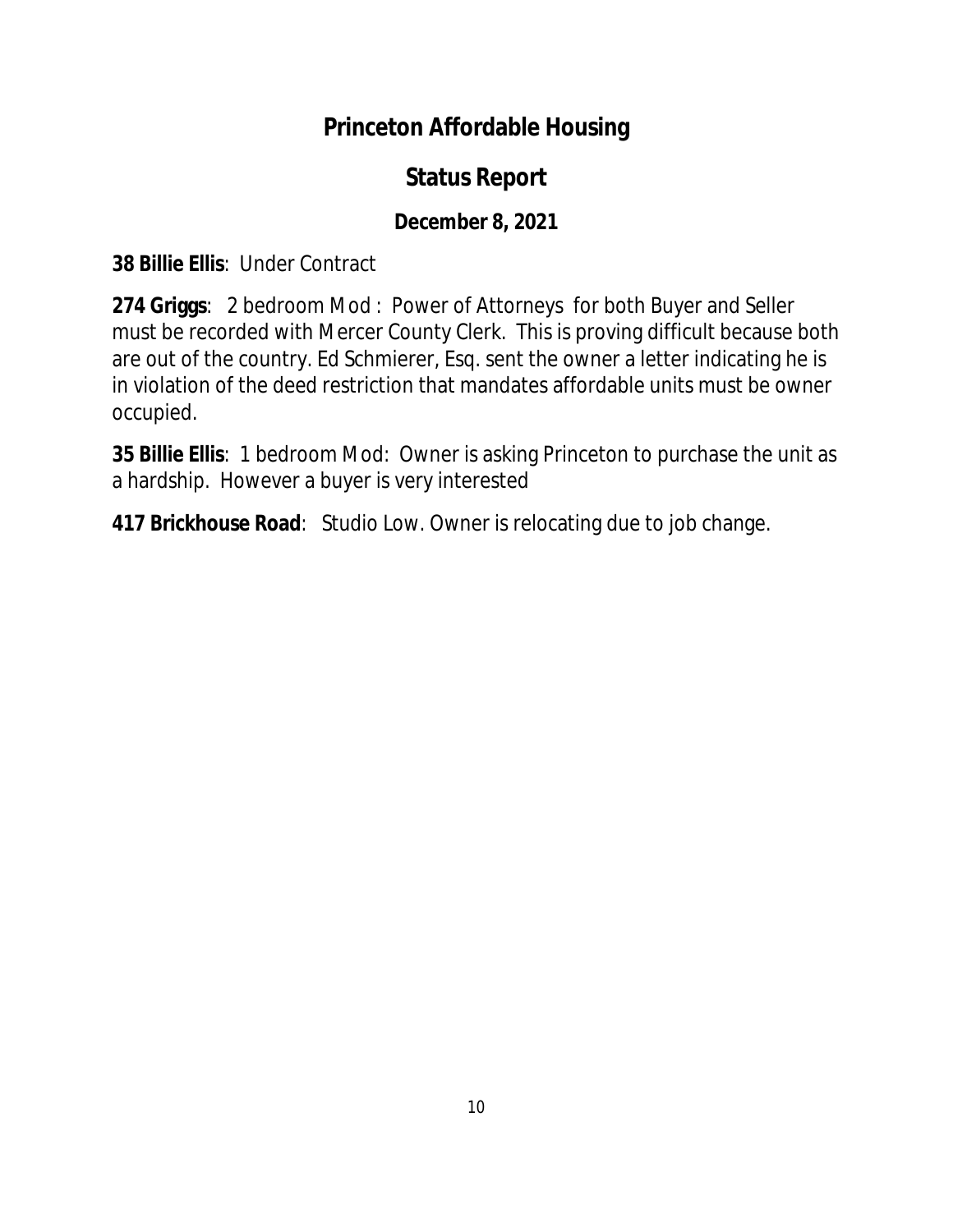# Princeton Affordable Housing

## Status Report

### December 8, 2021

**38 Billie Ellis**: Under Contract

**274 Griggs**: 2 bedroom Mod : Power of Attorneys for both Buyer and Seller must be recorded with Mercer County Clerk. This is proving difficult because both are out of the country. Ed Schmierer, Esq. sent the owner a letter indicating he is in violation of the deed restriction that mandates affordable units must be owner occupied.

**35 Billie Ellis**: 1 bedroom Mod: Owner is asking Princeton to purchase the unit as a hardship. However a buyer is very interested

**417 Brickhouse Road**: Studio Low. Owner is relocating due to job change.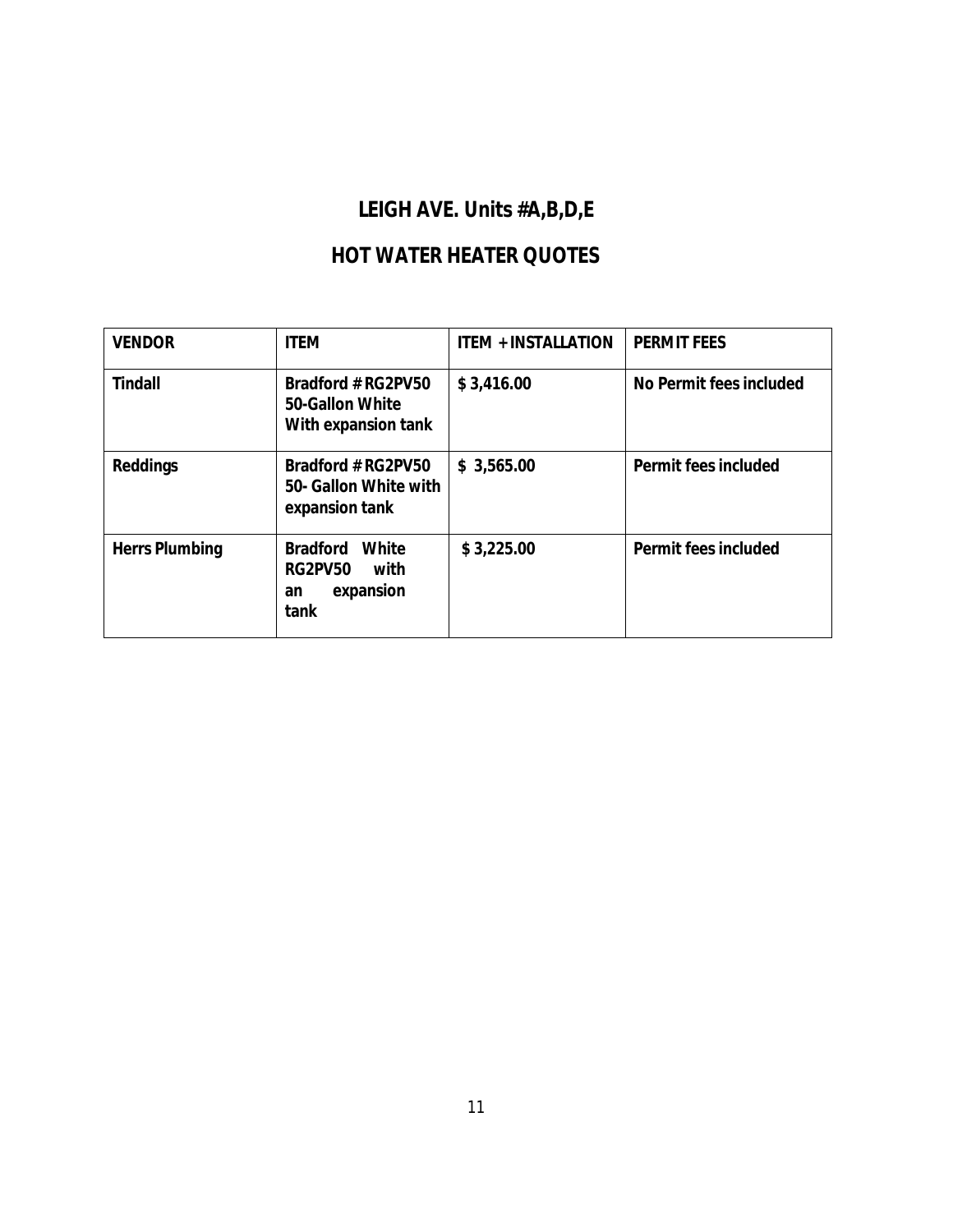# LEIGH AVE. Units #A,B,D,E

# HOT WATER HEATER QUOTES

| VENDOR | ITEM | ITEM + INSTALLATION | PERMIT FEES |
|---|---|---|---|
| Tindall | Bradford # RG2PV50 50-Gallon White With expansion tank | $ 3,416.00 | No Permit fees included |
| Reddings | Bradford # RG2PV50 50- Gallon White with expansion tank | $ 3,565.00 | Permit fees included |
| Herrs Plumbing | Bradford White RG2PV50 with an expansion tank | $ 3,225.00 | Permit fees included |